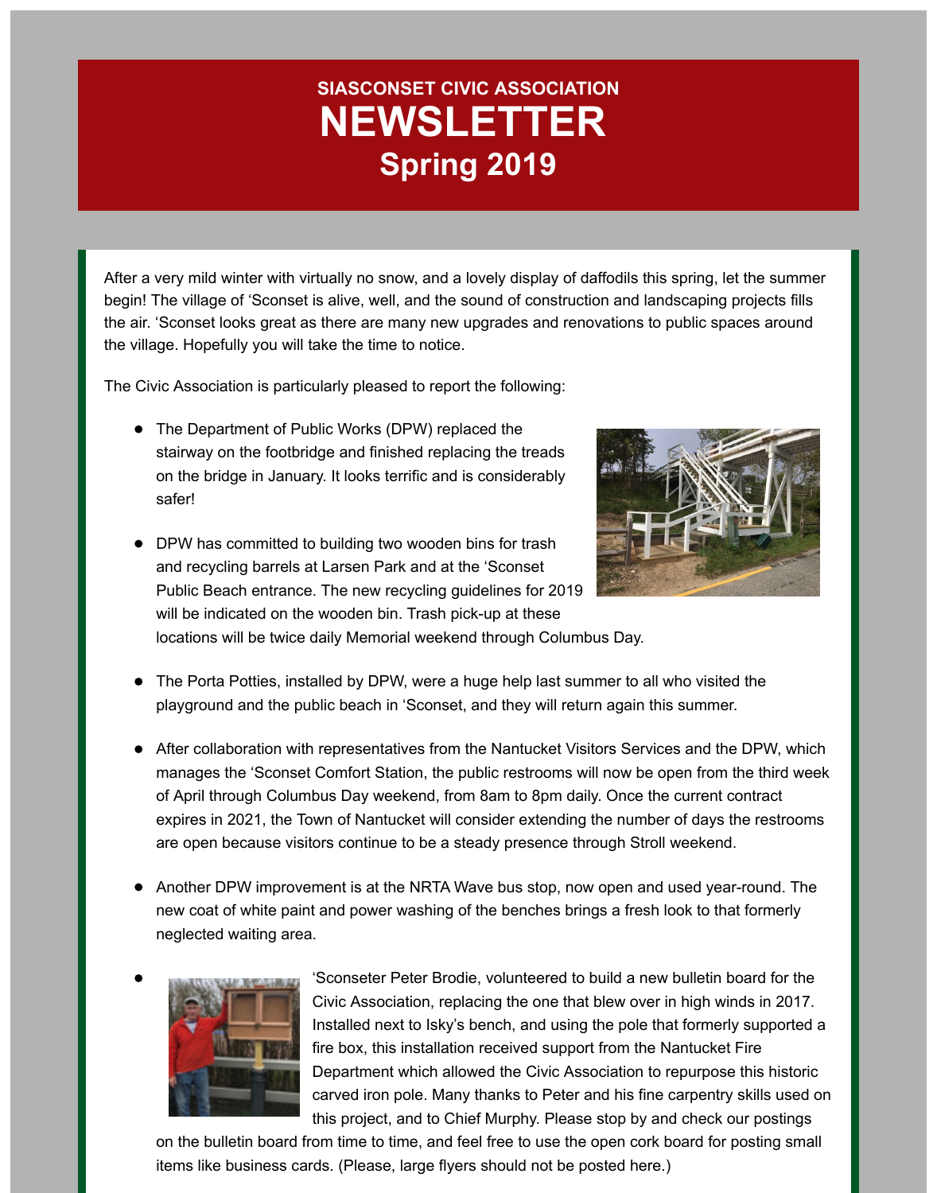# SIASCONSET CIVIC ASSOCIATION

# NEWSLETTER

## Spring 2019

After a very mild winter with virtually no snow, and a lovely display of daffodils this spring, let the summer begin! The village of 'Sconset is alive, well, and the sound of construction and landscaping projects fills the air. 'Sconset looks great as there are many new upgrades and renovations to public spaces around the village. Hopefully you will take the time to notice.

The Civic Association is particularly pleased to report the following:

- The Department of Public Works (DPW) replaced the stairway on the footbridge and finished replacing the treads on the bridge in January. It looks terrific and is considerably safer!

- DPW has committed to building two wooden bins for trash and recycling barrels at Larsen Park and at the 'Sconset Public Beach entrance. The new recycling guidelines for 2019 will be indicated on the wooden bin. Trash pick-up at these locations will be twice daily Memorial weekend through Columbus Day.

- The Porta Potties, installed by DPW, were a huge help last summer to all who visited the playground and the public beach in 'Sconset, and they will return again this summer.

- After collaboration with representatives from the Nantucket Visitors Services and the DPW, which manages the 'Sconset Comfort Station, the public restrooms will now be open from the third week of April through Columbus Day weekend, from 8am to 8pm daily. Once the current contract expires in 2021, the Town of Nantucket will consider extending the number of days the restrooms are open because visitors continue to be a steady presence through Stroll weekend.

- Another DPW improvement is at the NRTA Wave bus stop, now open and used year-round. The new coat of white paint and power washing of the benches brings a fresh look to that formerly neglected waiting area.

- 'Sconseter Peter Brodie, volunteered to build a new bulletin board for the Civic Association, replacing the one that blew over in high winds in 2017. Installed next to Isky's bench, and using the pole that formerly supported a fire box, this installation received support from the Nantucket Fire Department which allowed the Civic Association to repurpose this historic carved iron pole. Many thanks to Peter and his fine carpentry skills used on this project, and to Chief Murphy. Please stop by and check our postings on the bulletin board from time to time, and feel free to use the open cork board for posting small items like business cards. (Please, large flyers should not be posted here.)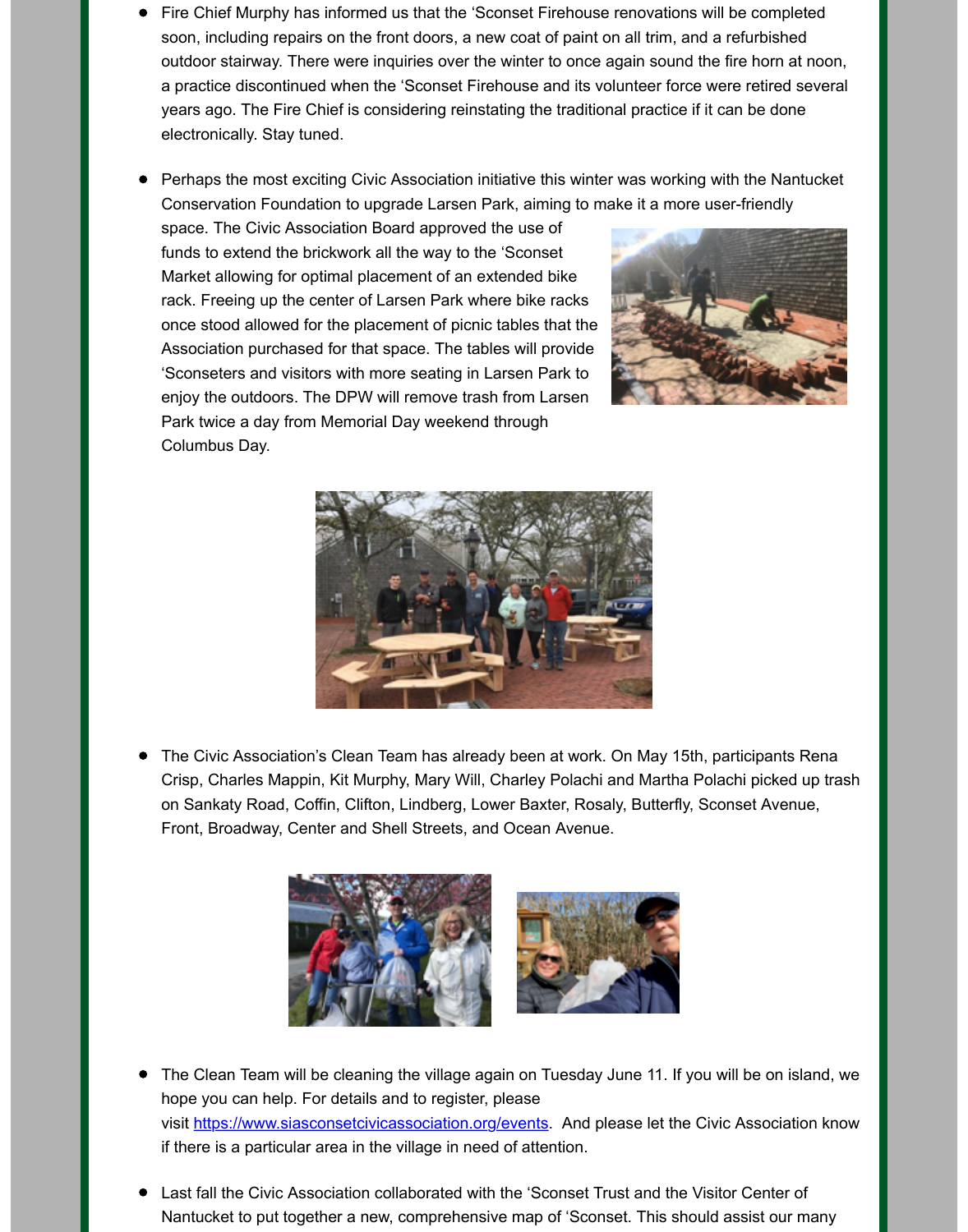- Fire Chief Murphy has informed us that the 'Sconset Firehouse renovations will be completed soon, including repairs on the front doors, a new coat of paint on all trim, and a refurbished outdoor stairway. There were inquiries over the winter to once again sound the fire horn at noon, a practice discontinued when the 'Sconset Firehouse and its volunteer force were retired several years ago. The Fire Chief is considering reinstating the traditional practice if it can be done electronically. Stay tuned.

- Perhaps the most exciting Civic Association initiative this winter was working with the Nantucket Conservation Foundation to upgrade Larsen Park, aiming to make it a more user-friendly space. The Civic Association Board approved the use of funds to extend the brickwork all the way to the 'Sconset Market allowing for optimal placement of an extended bike rack. Freeing up the center of Larsen Park where bike racks once stood allowed for the placement of picnic tables that the Association purchased for that space. The tables will provide 'Sconseters and visitors with more seating in Larsen Park to enjoy the outdoors. The DPW will remove trash from Larsen Park twice a day from Memorial Day weekend through Columbus Day.

- The Civic Association's Clean Team has already been at work. On May 15th, participants Rena Crisp, Charles Mappin, Kit Murphy, Mary Will, Charley Polachi and Martha Polachi picked up trash on Sankaty Road, Coffin, Clifton, Lindberg, Lower Baxter, Rosaly, Butterfly, Sconset Avenue, Front, Broadway, Center and Shell Streets, and Ocean Avenue.

- The Clean Team will be cleaning the village again on Tuesday June 11. If you will be on island, we hope you can help. For details and to register, please visit https://www.siasconsetcivicassociation.org/events. And please let the Civic Association know if there is a particular area in the village in need of attention.

- Last fall the Civic Association collaborated with the 'Sconset Trust and the Visitor Center of Nantucket to put together a new, comprehensive map of 'Sconset. This should assist our many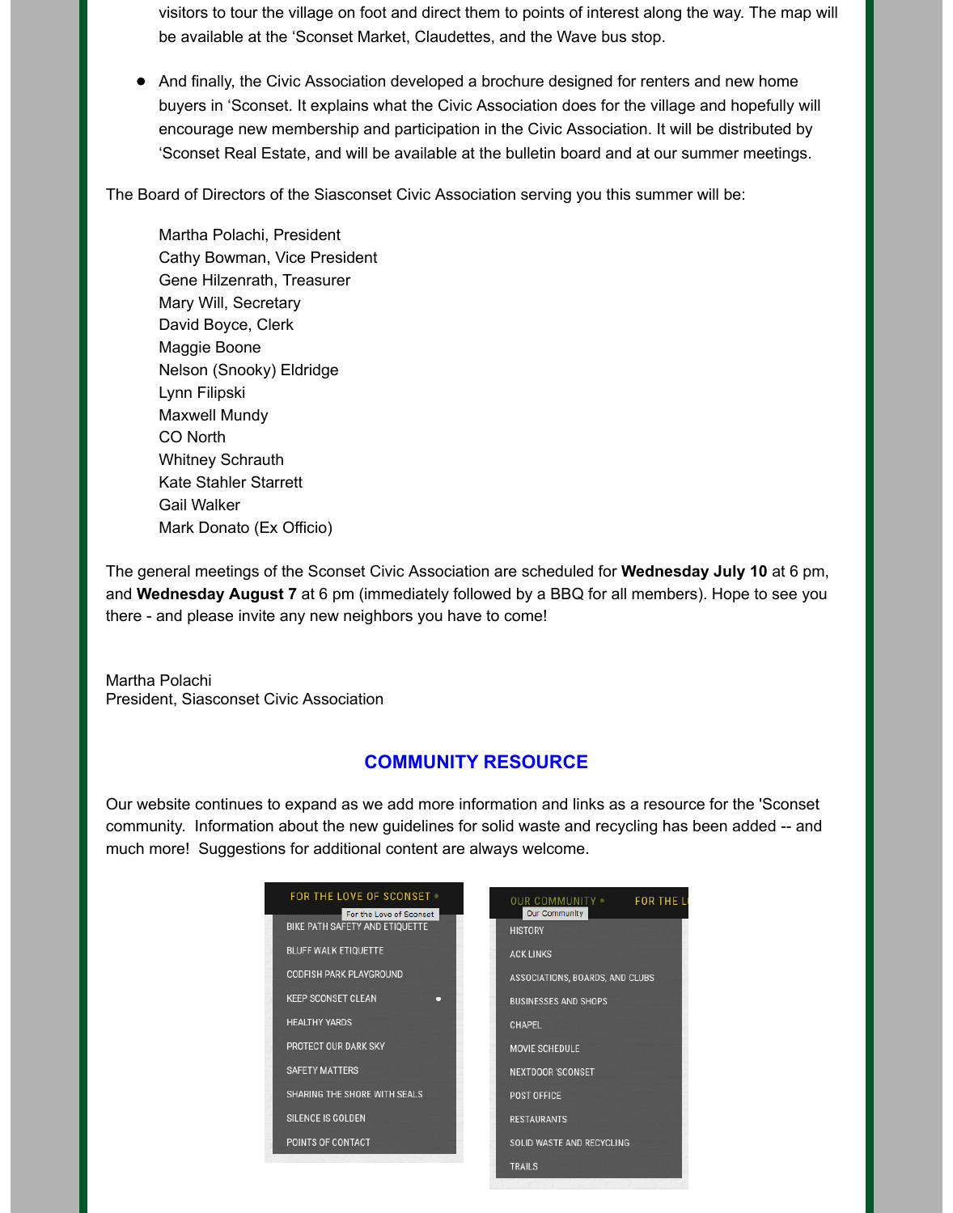visitors to tour the village on foot and direct them to points of interest along the way. The map will be available at the 'Sconset Market, Claudettes, and the Wave bus stop.

- And finally, the Civic Association developed a brochure designed for renters and new home buyers in 'Sconset. It explains what the Civic Association does for the village and hopefully will encourage new membership and participation in the Civic Association. It will be distributed by 'Sconset Real Estate, and will be available at the bulletin board and at our summer meetings.

The Board of Directors of the Siasconset Civic Association serving you this summer will be:

Martha Polachi, President
Cathy Bowman, Vice President
Gene Hilzenrath, Treasurer
Mary Will, Secretary
David Boyce, Clerk
Maggie Boone
Nelson (Snooky) Eldridge
Lynn Filipski
Maxwell Mundy
CO North
Whitney Schrauth
Kate Stahler Starrett
Gail Walker
Mark Donato (Ex Officio)

The general meetings of the Sconset Civic Association are scheduled for **Wednesday July 10** at 6 pm, and **Wednesday August 7** at 6 pm (immediately followed by a BBQ for all members). Hope to see you there - and please invite any new neighbors you have to come!

Martha Polachi
President, Siasconset Civic Association

## COMMUNITY RESOURCE

Our website continues to expand as we add more information and links as a resource for the 'Sconset community. Information about the new guidelines for solid waste and recycling has been added -- and much more! Suggestions for additional content are always welcome.

FOR THE LOVE OF SCONSET
- BIKE PATH SAFETY AND ETIQUETTE
- BLUFF WALK ETIQUETTE
- CODFISH PARK PLAYGROUND
- KEEP SCONSET CLEAN
- HEALTHY YARDS
- PROTECT OUR DARK SKY
- SAFETY MATTERS
- SHARING THE SHORE WITH SEALS
- SILENCE IS GOLDEN
- POINTS OF CONTACT

OUR COMMUNITY
- HISTORY
- ACK LINKS
- ASSOCIATIONS, BOARDS, AND CLUBS
- BUSINESSES AND SHOPS
- CHAPEL
- MOVIE SCHEDULE
- NEXTDOOR 'SCONSET
- POST OFFICE
- RESTAURANTS
- SOLID WASTE AND RECYCLING
- TRAILS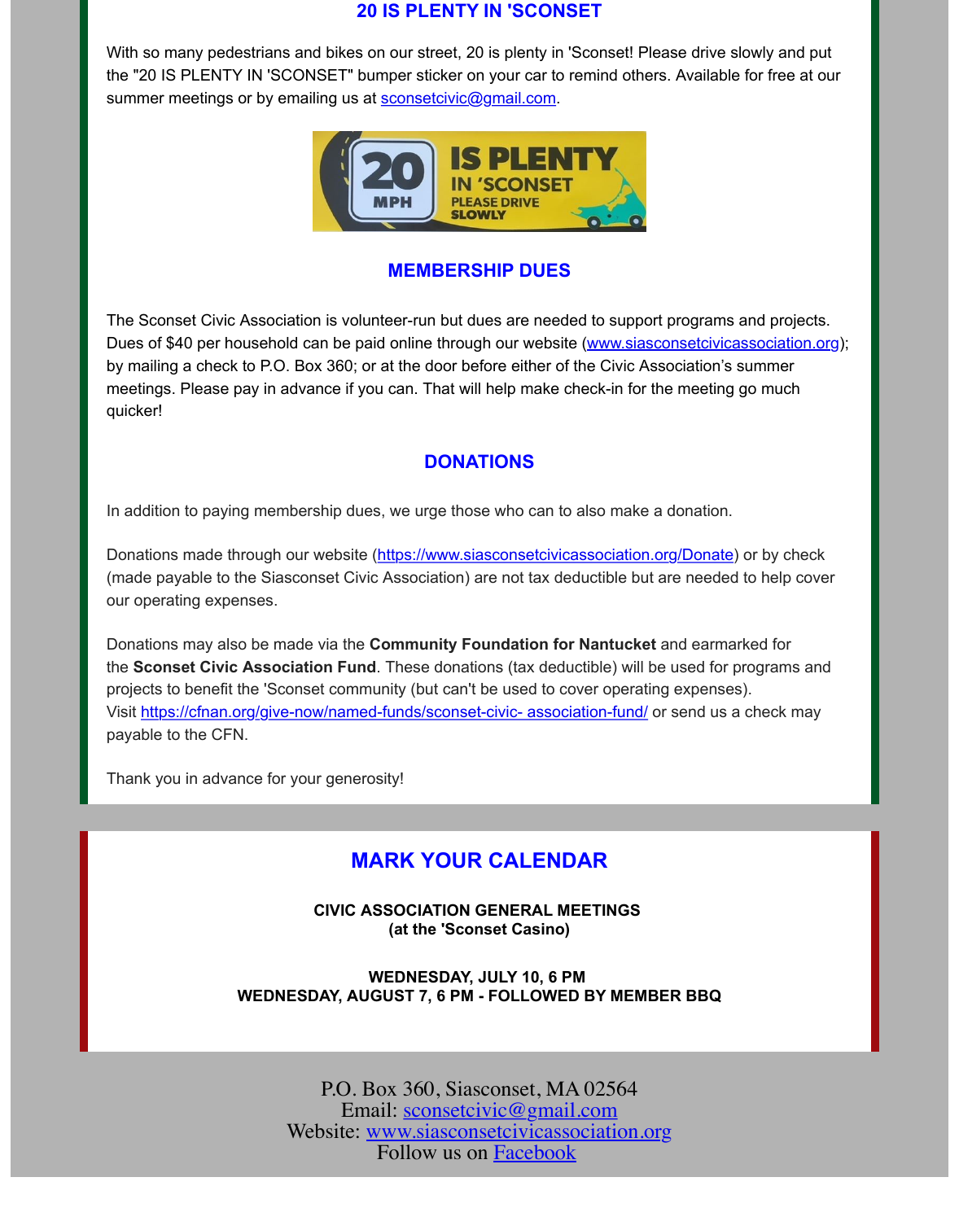## 20 IS PLENTY IN 'SCONSET

With so many pedestrians and bikes on our street, 20 is plenty in 'Sconset! Please drive slowly and put the "20 IS PLENTY IN 'SCONSET" bumper sticker on your car to remind others. Available for free at our summer meetings or by emailing us at sconsetcivic@gmail.com.

## MEMBERSHIP DUES

The Sconset Civic Association is volunteer-run but dues are needed to support programs and projects. Dues of $40 per household can be paid online through our website (www.siasconsetcivicassociation.org); by mailing a check to P.O. Box 360; or at the door before either of the Civic Association's summer meetings. Please pay in advance if you can. That will help make check-in for the meeting go much quicker!

## DONATIONS

In addition to paying membership dues, we urge those who can to also make a donation.

Donations made through our website (https://www.siasconsetcivicassociation.org/Donate) or by check (made payable to the Siasconset Civic Association) are not tax deductible but are needed to help cover our operating expenses.

Donations may also be made via the **Community Foundation for Nantucket** and earmarked for the **Sconset Civic Association Fund**. These donations (tax deductible) will be used for programs and projects to benefit the 'Sconset community (but can't be used to cover operating expenses). Visit https://cfnan.org/give-now/named-funds/sconset-civic- association-fund/ or send us a check may payable to the CFN.

Thank you in advance for your generosity!

## MARK YOUR CALENDAR

**CIVIC ASSOCIATION GENERAL MEETINGS**
**(at the 'Sconset Casino)**

**WEDNESDAY, JULY 10, 6 PM**
**WEDNESDAY, AUGUST 7, 6 PM - FOLLOWED BY MEMBER BBQ**

P.O. Box 360, Siasconset, MA 02564
Email: sconsetcivic@gmail.com
Website: www.siasconsetcivicassociation.org
Follow us on Facebook